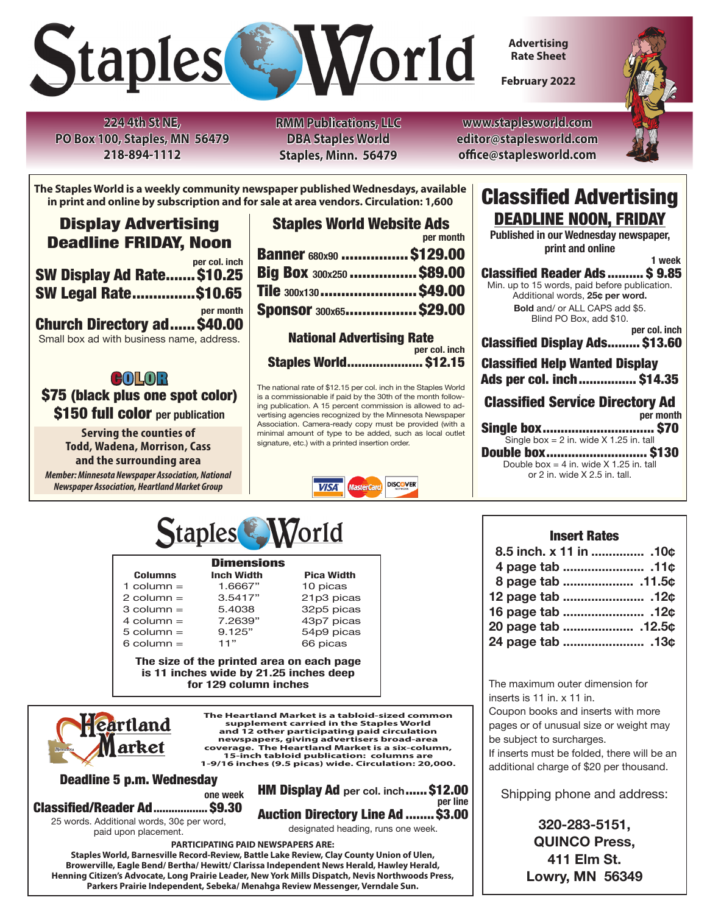# Staples World

**Advertising Rate Sheet**

**February 2022**

224 4th St NE,
PO Box 100, Staples, MN 56479
218-894-1112

RMM Publications, LLC
DBA Staples World
Staples, Minn. 56479

www.staplesworld.com
editor@staplesworld.com
office@staplesworld.com

**The Staples World is a weekly community newspaper published Wednesdays, available in print and online by subscription and for sale at area vendors. Circulation: 1,600**

## Display Advertising Deadline FRIDAY, Noon

per col. inch

**SW Display Ad Rate....... $10.25**

**SW Legal Rate.............. $10.65**

per month

**Church Directory ad...... $40.00**

Small box ad with business name, address.

### COLOR

**$75 (black plus one spot color)**

**$150 full color per publication**

**Serving the counties of Todd, Wadena, Morrison, Cass and the surrounding area**

*Member: Minnesota Newspaper Association, National Newspaper Association, Heartland Market Group*

## Staples World Website Ads

per month

**Banner** 680x90 ................ **$129.00**

**Big Box** 300x250 ................ **$89.00**

**Tile** 300x130 ....................... **$49.00**

**Sponsor** 300x65 ................. **$29.00**

### National Advertising Rate

per col. inch

**Staples World.................... $12.15**

The national rate of $12.15 per col. inch in the Staples World is a commissionable if paid by the 30th of the month following publication. A 15 percent commission is allowed to advertising agencies recognized by the Minnesota Newspaper Association. Camera-ready copy must be provided (with a minimal amount of type to be added, such as local outlet signature, etc.) with a printed insertion order.

VISA MasterCard DISCOVER

## Classified Advertising

### DEADLINE NOON, FRIDAY

**Published in our Wednesday newspaper, print and online**

1 week

**Classified Reader Ads.......... $ 9.85**

Min. up to 15 words, paid before publication. Additional words, **25¢ per word.**
**Bold** and/ or ALL CAPS add $5.
Blind PO Box, add $10.

per col. inch

**Classified Display Ads......... $13.60**

**Classified Help Wanted Display Ads per col. inch................ $14.35**

**Classified Service Directory Ad**

per month

**Single box............................... $70**

Single box = 2 in. wide X 1.25 in. tall

**Double box............................ $130**

Double box = 4 in. wide X 1.25 in. tall or 2 in. wide X 2.5 in. tall.

## Staples World

### Dimensions

| Columns | Inch Width | Pica Width |
|---|---|---|
| 1 column = | 1.6667" | 10 picas |
| 2 column = | 3.5417" | 21p3 picas |
| 3 column = | 5.4038 | 32p5 picas |
| 4 column = | 7.2639" | 43p7 picas |
| 5 column = | 9.125" | 54p9 picas |
| 6 column = | 11" | 66 picas |

**The size of the printed area on each page is 11 inches wide by 21.25 inches deep for 129 column inches**

## Insert Rates

| | |
|---|---|
| 8.5 inch. x 11 in | .10¢ |
| 4 page tab | .11¢ |
| 8 page tab | .11.5¢ |
| 12 page tab | .12¢ |
| 16 page tab | .12¢ |
| 20 page tab | .12.5¢ |
| 24 page tab | .13¢ |

The maximum outer dimension for inserts is 11 in. x 11 in.
Coupon books and inserts with more pages or of unusual size or weight may be subject to surcharges.
If inserts must be folded, there will be an additional charge of $20 per thousand.

Shipping phone and address:

**320-283-5151,**
**QUINCO Press,**
**411 Elm St.**
**Lowry, MN 56349**

## Heartland Market

**The Heartland Market is a tabloid-sized common supplement carried in the Staples World and 12 other participating paid circulation newspapers, giving advertisers broad-area coverage. The Heartland Market is a six-column, 15-inch tabloid publication: columns are 1-9/16 inches (9.5 picas) wide. Circulation: 20,000.**

### Deadline 5 p.m. Wednesday

one week

**Classified/Reader Ad.................. $9.30**

25 words. Additional words, 30¢ per word, paid upon placement.

**HM Display Ad** per col. inch...... **$12.00**

per line

**Auction Directory Line Ad........ $3.00**

designated heading, runs one week.

**PARTICIPATING PAID NEWSPAPERS ARE:**

**Staples World, Barnesville Record-Review, Battle Lake Review, Clay County Union of Ulen, Browerville, Eagle Bend/ Bertha/ Hewitt/ Clarissa Independent News Herald, Hawley Herald, Henning Citizen's Advocate, Long Prairie Leader, New York Mills Dispatch, Nevis Northwoods Press, Parkers Prairie Independent, Sebeka/ Menahga Review Messenger, Verndale Sun.**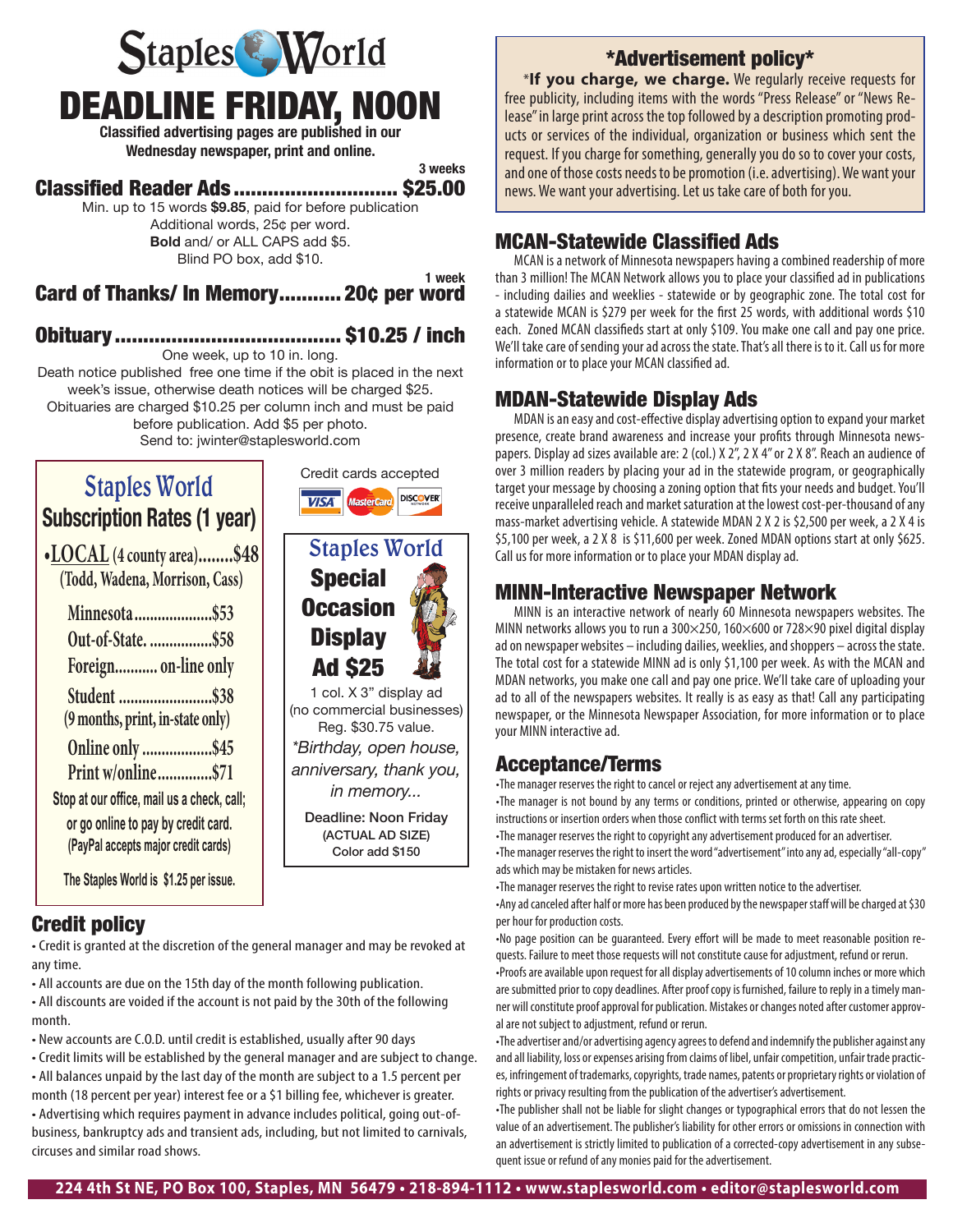# Staples World

# DEADLINE FRIDAY, NOON

**Classified advertising pages are published in our Wednesday newspaper, print and online.**

## Classified Reader Ads ............................ $25.00

3 weeks

Min. up to 15 words **$9.85**, paid for before publication
Additional words, 25¢ per word.
**Bold** and/ or ALL CAPS add $5.
Blind PO box, add $10.

## Card of Thanks/ In Memory.......... 20¢ per word

1 week

## Obituary ....................................... $10.25 / inch

One week, up to 10 in. long.
Death notice published free one time if the obit is placed in the next week's issue, otherwise death notices will be charged $25.
Obituaries are charged $10.25 per column inch and must be paid before publication. Add $5 per photo.
Send to: jwinter@staplesworld.com

## Staples World Subscription Rates (1 year)

- **LOCAL** (4 county area)........$48 (Todd, Wadena, Morrison, Cass)
- Minnesota.....................$53
- Out-of-State. ................$58
- Foreign........... on-line only
- Student .........................$38 (9 months, print, in-state only)
- Online only ..................$45
- Print w/online..............$71

Stop at our office, mail us a check, call; or go online to pay by credit card. (PayPal accepts major credit cards)

The Staples World is $1.25 per issue.

Credit cards accepted

VISA MasterCard DISCOVER

## Staples World Special Occasion Display Ad $25

1 col. X 3" display ad (no commercial businesses)
Reg. $30.75 value.

*\*Birthday, open house, anniversary, thank you, in memory...*

Deadline: Noon Friday
(ACTUAL AD SIZE)
Color add $150

## Credit policy

- Credit is granted at the discretion of the general manager and may be revoked at any time.
- All accounts are due on the 15th day of the month following publication.
- All discounts are voided if the account is not paid by the 30th of the following month.
- New accounts are C.O.D. until credit is established, usually after 90 days
- Credit limits will be established by the general manager and are subject to change.
- All balances unpaid by the last day of the month are subject to a 1.5 percent per month (18 percent per year) interest fee or a $1 billing fee, whichever is greater.
- Advertising which requires payment in advance includes political, going out-of-business, bankruptcy ads and transient ads, including, but not limited to carnivals, circuses and similar road shows.

## *Advertisement policy*

*\***If you charge, we charge.** We regularly receive requests for free publicity, including items with the words "Press Release" or "News Release" in large print across the top followed by a description promoting products or services of the individual, organization or business which sent the request. If you charge for something, generally you do so to cover your costs, and one of those costs needs to be promotion (i.e. advertising). We want your news. We want your advertising. Let us take care of both for you.

## MCAN-Statewide Classified Ads

MCAN is a network of Minnesota newspapers having a combined readership of more than 3 million! The MCAN Network allows you to place your classified ad in publications - including dailies and weeklies - statewide or by geographic zone. The total cost for a statewide MCAN is $279 per week for the first 25 words, with additional words $10 each. Zoned MCAN classifieds start at only $109. You make one call and pay one price. We'll take care of sending your ad across the state. That's all there is to it. Call us for more information or to place your MCAN classified ad.

## MDAN-Statewide Display Ads

MDAN is an easy and cost-effective display advertising option to expand your market presence, create brand awareness and increase your profits through Minnesota newspapers. Display ad sizes available are: 2 (col.) X 2", 2 X 4" or 2 X 8". Reach an audience of over 3 million readers by placing your ad in the statewide program, or geographically target your message by choosing a zoning option that fits your needs and budget. You'll receive unparalleled reach and market saturation at the lowest cost-per-thousand of any mass-market advertising vehicle. A statewide MDAN 2 X 2 is $2,500 per week, a 2 X 4 is $5,100 per week, a 2 X 8 is $11,600 per week. Zoned MDAN options start at only $625. Call us for more information or to place your MDAN display ad.

## MINN-Interactive Newspaper Network

MINN is an interactive network of nearly 60 Minnesota newspapers websites. The MINN networks allows you to run a 300×250, 160×600 or 728×90 pixel digital display ad on newspaper websites – including dailies, weeklies, and shoppers – across the state. The total cost for a statewide MINN ad is only $1,100 per week. As with the MCAN and MDAN networks, you make one call and pay one price. We'll take care of uploading your ad to all of the newspapers websites. It really is as easy as that! Call any participating newspaper, or the Minnesota Newspaper Association, for more information or to place your MINN interactive ad.

## Acceptance/Terms

- The manager reserves the right to cancel or reject any advertisement at any time.
- The manager is not bound by any terms or conditions, printed or otherwise, appearing on copy instructions or insertion orders when those conflict with terms set forth on this rate sheet.
- The manager reserves the right to copyright any advertisement produced for an advertiser.
- The manager reserves the right to insert the word "advertisement" into any ad, especially "all-copy" ads which may be mistaken for news articles.
- The manager reserves the right to revise rates upon written notice to the advertiser.
- Any ad canceled after half or more has been produced by the newspaper staff will be charged at $30 per hour for production costs.
- No page position can be guaranteed. Every effort will be made to meet reasonable position requests. Failure to meet those requests will not constitute cause for adjustment, refund or rerun.
- Proofs are available upon request for all display advertisements of 10 column inches or more which are submitted prior to copy deadlines. After proof copy is furnished, failure to reply in a timely manner will constitute proof approval for publication. Mistakes or changes noted after customer approval are not subject to adjustment, refund or rerun.
- The advertiser and/or advertising agency agrees to defend and indemnify the publisher against any and all liability, loss or expenses arising from claims of libel, unfair competition, unfair trade practices, infringement of trademarks, copyrights, trade names, patents or proprietary rights or violation of rights or privacy resulting from the publication of the advertiser's advertisement.
- The publisher shall not be liable for slight changes or typographical errors that do not lessen the value of an advertisement. The publisher's liability for other errors or omissions in connection with an advertisement is strictly limited to publication of a corrected-copy advertisement in any subsequent issue or refund of any monies paid for the advertisement.

**224 4th St NE, PO Box 100, Staples, MN 56479 • 218-894-1112 • www.staplesworld.com • editor@staplesworld.com**